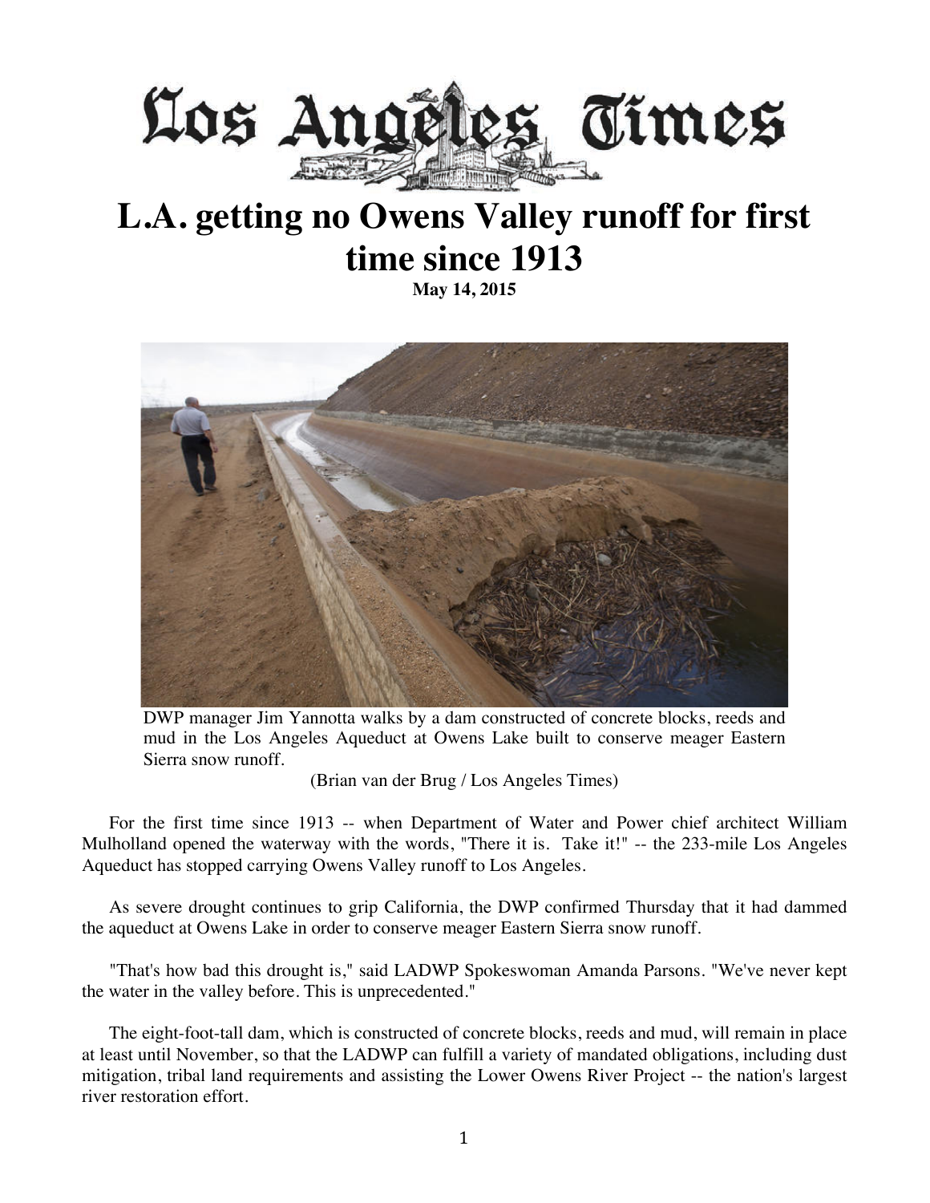Los Angeles Times

# L.A. getting no Owens Valley runoff for first time since 1913

**May 14, 2015**

DWP manager Jim Yannotta walks by a dam constructed of concrete blocks, reeds and mud in the Los Angeles Aqueduct at Owens Lake built to conserve meager Eastern Sierra snow runoff.

(Brian van der Brug / Los Angeles Times)

For the first time since 1913 -- when Department of Water and Power chief architect William Mulholland opened the waterway with the words, "There it is. Take it!" -- the 233-mile Los Angeles Aqueduct has stopped carrying Owens Valley runoff to Los Angeles.

As severe drought continues to grip California, the DWP confirmed Thursday that it had dammed the aqueduct at Owens Lake in order to conserve meager Eastern Sierra snow runoff.

"That's how bad this drought is," said LADWP Spokeswoman Amanda Parsons. "We've never kept the water in the valley before. This is unprecedented."

The eight-foot-tall dam, which is constructed of concrete blocks, reeds and mud, will remain in place at least until November, so that the LADWP can fulfill a variety of mandated obligations, including dust mitigation, tribal land requirements and assisting the Lower Owens River Project -- the nation's largest river restoration effort.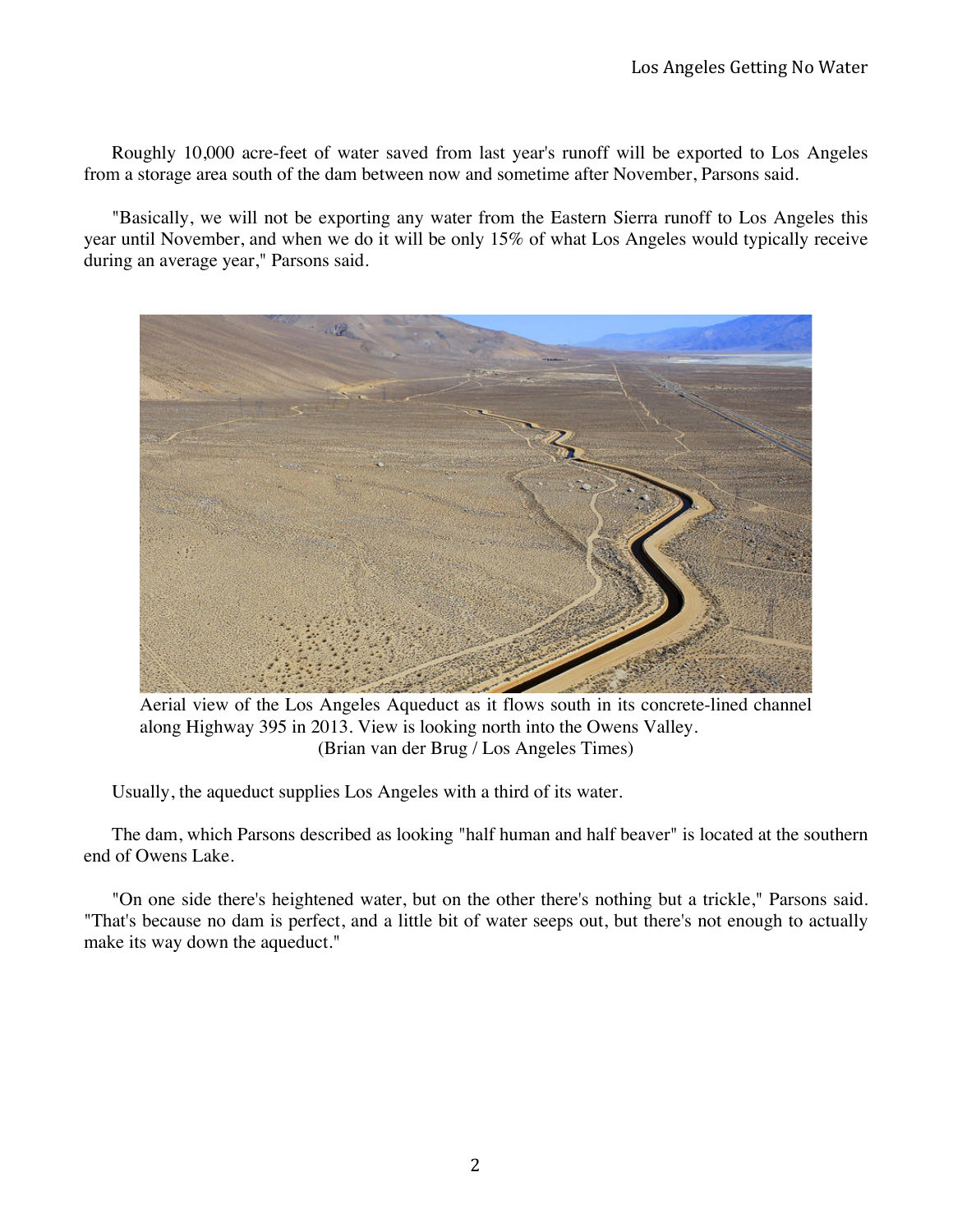Roughly 10,000 acre-feet of water saved from last year's runoff will be exported to Los Angeles from a storage area south of the dam between now and sometime after November, Parsons said.

"Basically, we will not be exporting any water from the Eastern Sierra runoff to Los Angeles this year until November, and when we do it will be only 15% of what Los Angeles would typically receive during an average year," Parsons said.

Aerial view of the Los Angeles Aqueduct as it flows south in its concrete-lined channel along Highway 395 in 2013. View is looking north into the Owens Valley.
(Brian van der Brug / Los Angeles Times)

Usually, the aqueduct supplies Los Angeles with a third of its water.

The dam, which Parsons described as looking "half human and half beaver" is located at the southern end of Owens Lake.

"On one side there's heightened water, but on the other there's nothing but a trickle," Parsons said. "That's because no dam is perfect, and a little bit of water seeps out, but there's not enough to actually make its way down the aqueduct."